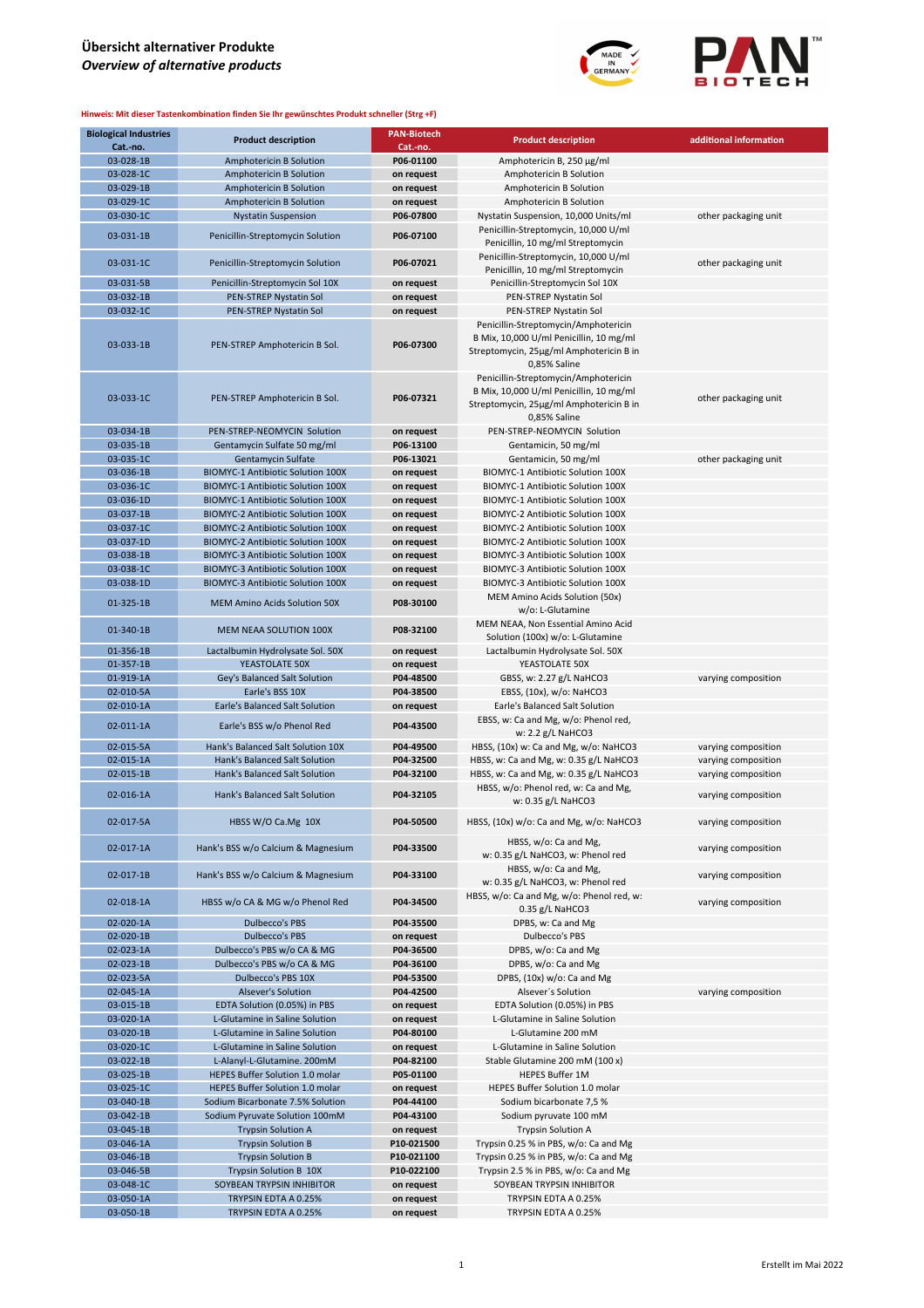# Übersicht alternativer Produkte
## *Overview of alternative products*

**Hinweis: Mit dieser Tastenkombination finden Sie Ihr gewünschtes Produkt schneller (Strg +F)**

| Biological Industries Cat.-no. | Product description | PAN-Biotech Cat.-no. | Product description | additional information |
|---|---|---|---|---|
| 03-028-1B | Amphotericin B Solution | **P06-01100** | Amphotericin B, 250 µg/ml | |
| 03-028-1C | Amphotericin B Solution | **on request** | Amphotericin B Solution | |
| 03-029-1B | Amphotericin B Solution | **on request** | Amphotericin B Solution | |
| 03-029-1C | Amphotericin B Solution | **on request** | Amphotericin B Solution | |
| 03-030-1C | Nystatin Suspension | **P06-07800** | Nystatin Suspension, 10,000 Units/ml | other packaging unit |
| 03-031-1B | Penicillin-Streptomycin Solution | **P06-07100** | Penicillin-Streptomycin, 10,000 U/ml Penicillin, 10 mg/ml Streptomycin | |
| 03-031-1C | Penicillin-Streptomycin Solution | **P06-07021** | Penicillin-Streptomycin, 10,000 U/ml Penicillin, 10 mg/ml Streptomycin | other packaging unit |
| 03-031-5B | Penicillin-Streptomycin Sol 10X | **on request** | Penicillin-Streptomycin Sol 10X | |
| 03-032-1B | PEN-STREP Nystatin Sol | **on request** | PEN-STREP Nystatin Sol | |
| 03-032-1C | PEN-STREP Nystatin Sol | **on request** | PEN-STREP Nystatin Sol | |
| 03-033-1B | PEN-STREP Amphotericin B Sol. | **P06-07300** | Penicillin-Streptomycin/Amphotericin B Mix, 10,000 U/ml Penicillin, 10 mg/ml Streptomycin, 25µg/ml Amphotericin B in 0,85% Saline | |
| 03-033-1C | PEN-STREP Amphotericin B Sol. | **P06-07321** | Penicillin-Streptomycin/Amphotericin B Mix, 10,000 U/ml Penicillin, 10 mg/ml Streptomycin, 25µg/ml Amphotericin B in 0,85% Saline | other packaging unit |
| 03-034-1B | PEN-STREP-NEOMYCIN Solution | **on request** | PEN-STREP-NEOMYCIN Solution | |
| 03-035-1B | Gentamycin Sulfate 50 mg/ml | **P06-13100** | Gentamicin, 50 mg/ml | |
| 03-035-1C | Gentamycin Sulfate | **P06-13021** | Gentamicin, 50 mg/ml | other packaging unit |
| 03-036-1B | BIOMYC-1 Antibiotic Solution 100X | **on request** | BIOMYC-1 Antibiotic Solution 100X | |
| 03-036-1C | BIOMYC-1 Antibiotic Solution 100X | **on request** | BIOMYC-1 Antibiotic Solution 100X | |
| 03-036-1D | BIOMYC-1 Antibiotic Solution 100X | **on request** | BIOMYC-1 Antibiotic Solution 100X | |
| 03-037-1B | BIOMYC-2 Antibiotic Solution 100X | **on request** | BIOMYC-2 Antibiotic Solution 100X | |
| 03-037-1C | BIOMYC-2 Antibiotic Solution 100X | **on request** | BIOMYC-2 Antibiotic Solution 100X | |
| 03-037-1D | BIOMYC-2 Antibiotic Solution 100X | **on request** | BIOMYC-2 Antibiotic Solution 100X | |
| 03-038-1B | BIOMYC-3 Antibiotic Solution 100X | **on request** | BIOMYC-3 Antibiotic Solution 100X | |
| 03-038-1C | BIOMYC-3 Antibiotic Solution 100X | **on request** | BIOMYC-3 Antibiotic Solution 100X | |
| 03-038-1D | BIOMYC-3 Antibiotic Solution 100X | **on request** | BIOMYC-3 Antibiotic Solution 100X | |
| 01-325-1B | MEM Amino Acids Solution 50X | **P08-30100** | MEM Amino Acids Solution (50x) w/o: L-Glutamine | |
| 01-340-1B | MEM NEAA SOLUTION 100X | **P08-32100** | MEM NEAA, Non Essential Amino Acid Solution (100x) w/o: L-Glutamine | |
| 01-356-1B | Lactalbumin Hydrolysate Sol. 50X | **on request** | Lactalbumin Hydrolysate Sol. 50X | |
| 01-357-1B | YEASTOLATE 50X | **on request** | YEASTOLATE 50X | |
| 01-919-1A | Gey's Balanced Salt Solution | **P04-48500** | GBSS, w: 2.27 g/L NaHCO3 | varying composition |
| 02-010-5A | Earle's BSS 10X | **P04-38500** | EBSS, (10x), w/o: NaHCO3 | |
| 02-010-1A | Earle's Balanced Salt Solution | **on request** | Earle's Balanced Salt Solution | |
| 02-011-1A | Earle's BSS w/o Phenol Red | **P04-43500** | EBSS, w: Ca and Mg, w/o: Phenol red, w: 2.2 g/L NaHCO3 | |
| 02-015-5A | Hank's Balanced Salt Solution 10X | **P04-49500** | HBSS, (10x) w: Ca and Mg, w/o: NaHCO3 | varying composition |
| 02-015-1A | Hank's Balanced Salt Solution | **P04-32500** | HBSS, w: Ca and Mg, w: 0.35 g/L NaHCO3 | varying composition |
| 02-015-1B | Hank's Balanced Salt Solution | **P04-32100** | HBSS, w: Ca and Mg, w: 0.35 g/L NaHCO3 | varying composition |
| 02-016-1A | Hank's Balanced Salt Solution | **P04-32105** | HBSS, w/o: Phenol red, w: Ca and Mg, w: 0.35 g/L NaHCO3 | varying composition |
| 02-017-5A | HBSS W/O Ca.Mg 10X | **P04-50500** | HBSS, (10x) w/o: Ca and Mg, w/o: NaHCO3 | varying composition |
| 02-017-1A | Hank's BSS w/o Calcium & Magnesium | **P04-33500** | HBSS, w/o: Ca and Mg, w: 0.35 g/L NaHCO3, w: Phenol red | varying composition |
| 02-017-1B | Hank's BSS w/o Calcium & Magnesium | **P04-33100** | HBSS, w/o: Ca and Mg, w: 0.35 g/L NaHCO3, w: Phenol red | varying composition |
| 02-018-1A | HBSS w/o CA & MG w/o Phenol Red | **P04-34500** | HBSS, w/o: Ca and Mg, w/o: Phenol red, w: 0.35 g/L NaHCO3 | varying composition |
| 02-020-1A | Dulbecco's PBS | **P04-35500** | DPBS, w: Ca and Mg | |
| 02-020-1B | Dulbecco's PBS | **on request** | Dulbecco's PBS | |
| 02-023-1A | Dulbecco's PBS w/o CA & MG | **P04-36500** | DPBS, w/o: Ca and Mg | |
| 02-023-1B | Dulbecco's PBS w/o CA & MG | **P04-36100** | DPBS, w/o: Ca and Mg | |
| 02-023-5A | Dulbecco's PBS 10X | **P04-53500** | DPBS, (10x) w/o: Ca and Mg | |
| 02-045-1A | Alsever's Solution | **P04-42500** | Alsever´s Solution | varying composition |
| 03-015-1B | EDTA Solution (0.05%) in PBS | **on request** | EDTA Solution (0.05%) in PBS | |
| 03-020-1A | L-Glutamine in Saline Solution | **on request** | L-Glutamine in Saline Solution | |
| 03-020-1B | L-Glutamine in Saline Solution | **P04-80100** | L-Glutamine 200 mM | |
| 03-020-1C | L-Glutamine in Saline Solution | **on request** | L-Glutamine in Saline Solution | |
| 03-022-1B | L-Alanyl-L-Glutamine. 200mM | **P04-82100** | Stable Glutamine 200 mM (100 x) | |
| 03-025-1B | HEPES Buffer Solution 1.0 molar | **P05-01100** | HEPES Buffer 1M | |
| 03-025-1C | HEPES Buffer Solution 1.0 molar | **on request** | HEPES Buffer Solution 1.0 molar | |
| 03-040-1B | Sodium Bicarbonate 7.5% Solution | **P04-44100** | Sodium bicarbonate 7,5 % | |
| 03-042-1B | Sodium Pyruvate Solution 100mM | **P04-43100** | Sodium pyruvate 100 mM | |
| 03-045-1B | Trypsin Solution A | **on request** | Trypsin Solution A | |
| 03-046-1A | Trypsin Solution B | **P10-021500** | Trypsin 0.25 % in PBS, w/o: Ca and Mg | |
| 03-046-1B | Trypsin Solution B | **P10-021100** | Trypsin 0.25 % in PBS, w/o: Ca and Mg | |
| 03-046-5B | Trypsin Solution B 10X | **P10-022100** | Trypsin 2.5 % in PBS, w/o: Ca and Mg | |
| 03-048-1C | SOYBEAN TRYPSIN INHIBITOR | **on request** | SOYBEAN TRYPSIN INHIBITOR | |
| 03-050-1A | TRYPSIN EDTA A 0.25% | **on request** | TRYPSIN EDTA A 0.25% | |
| 03-050-1B | TRYPSIN EDTA A 0.25% | **on request** | TRYPSIN EDTA A 0.25% | |

Erstellt im Mai 2022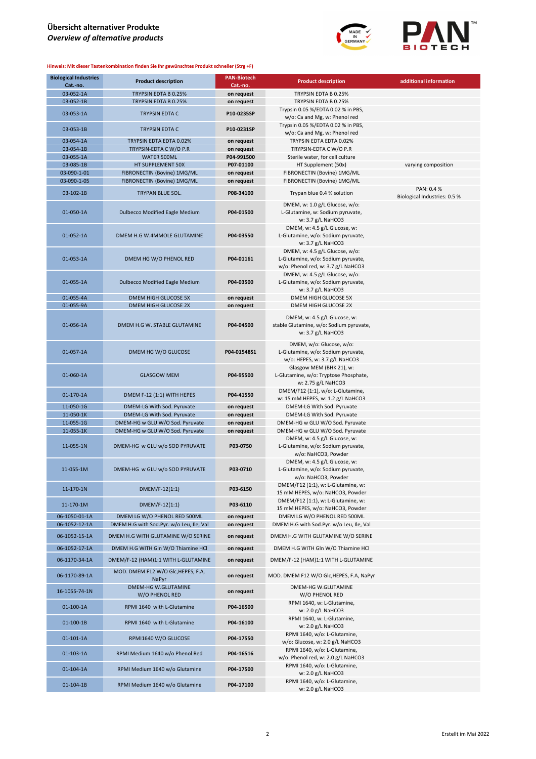## Übersicht alternativer Produkte

### *Overview of alternative products*

**Hinweis: Mit dieser Tastenkombination finden Sie Ihr gewünschtes Produkt schneller (Strg +F)**

| Biological Industries Cat.-no. | Product description | PAN-Biotech Cat.-no. | Product description | additional information |
|---|---|---|---|---|
| 03-052-1A | TRYPSIN EDTA B 0.25% | on request | TRYPSIN EDTA B 0.25% | |
| 03-052-1B | TRYPSIN EDTA B 0.25% | on request | TRYPSIN EDTA B 0.25% | |
| 03-053-1A | TRYPSIN EDTA C | P10-0235SP | Trypsin 0.05 %/EDTA 0.02 % in PBS, w/o: Ca and Mg, w: Phenol red | |
| 03-053-1B | TRYPSIN EDTA C | P10-0231SP | Trypsin 0.05 %/EDTA 0.02 % in PBS, w/o: Ca and Mg, w: Phenol red | |
| 03-054-1A | TRYPSIN EDTA EDTA 0.02% | on request | TRYPSIN EDTA EDTA 0.02% | |
| 03-054-1B | TRYPSIN-EDTA C W/O P.R | on request | TRYPSIN-EDTA C W/O P.R | |
| 03-055-1A | WATER 500ML | P04-991500 | Sterile water, for cell culture | |
| 03-085-1B | HT SUPPLEMENT 50X | P07-01100 | HT Supplement (50x) | varying composition |
| 03-090-1-01 | FIBRONECTIN (Bovine) 1MG/ML | on request | FIBRONECTIN (Bovine) 1MG/ML | |
| 03-090-1-05 | FIBRONECTIN (Bovine) 1MG/ML | on request | FIBRONECTIN (Bovine) 1MG/ML | |
| 03-102-1B | TRYPAN BLUE SOL. | P08-34100 | Trypan blue 0.4 % solution | PAN: 0.4 % Biological Industries: 0.5 % |
| 01-050-1A | Dulbecco Modified Eagle Medium | P04-01500 | DMEM, w: 1.0 g/L Glucose, w/o: L-Glutamine, w: Sodium pyruvate, w: 3.7 g/L NaHCO3 | |
| 01-052-1A | DMEM H.G W.4MMOLE GLUTAMINE | P04-03550 | DMEM, w: 4.5 g/L Glucose, w: L-Glutamine, w/o: Sodium pyruvate, w: 3.7 g/L NaHCO3 | |
| 01-053-1A | DMEM HG W/O PHENOL RED | P04-01161 | DMEM, w: 4.5 g/L Glucose, w/o: L-Glutamine, w/o: Sodium pyruvate, w/o: Phenol red, w: 3.7 g/L NaHCO3 | |
| 01-055-1A | Dulbecco Modified Eagle Medium | P04-03500 | DMEM, w: 4.5 g/L Glucose, w/o: L-Glutamine, w/o: Sodium pyruvate, w: 3.7 g/L NaHCO3 | |
| 01-055-4A | DMEM HIGH GLUCOSE 5X | on request | DMEM HIGH GLUCOSE 5X | |
| 01-055-9A | DMEM HIGH GLUCOSE 2X | on request | DMEM HIGH GLUCOSE 2X | |
| 01-056-1A | DMEM H.G W. STABLE GLUTAMINE | P04-04500 | DMEM, w: 4.5 g/L Glucose, w: stable Glutamine, w/o: Sodium pyruvate, w: 3.7 g/L NaHCO3 | |
| 01-057-1A | DMEM HG W/O GLUCOSE | P04-01548S1 | DMEM, w/o: Glucose, w/o: L-Glutamine, w/o: Sodium pyruvate, w/o: HEPES, w: 3.7 g/L NaHCO3 | |
| 01-060-1A | GLASGOW MEM | P04-95500 | Glasgow MEM (BHK 21), w: L-Glutamine, w/o: Tryptose Phosphate, w: 2.75 g/L NaHCO3 | |
| 01-170-1A | DMEM F-12 (1:1) WITH HEPES | P04-41550 | DMEM/F12 (1:1), w/o: L-Glutamine, w: 15 mM HEPES, w: 1.2 g/L NaHCO3 | |
| 11-050-1G | DMEM-LG With Sod. Pyruvate | on request | DMEM-LG With Sod. Pyruvate | |
| 11-050-1K | DMEM-LG With Sod. Pyruvate | on request | DMEM-LG With Sod. Pyruvate | |
| 11-055-1G | DMEM-HG w GLU W/O Sod. Pyruvate | on request | DMEM-HG w GLU W/O Sod. Pyruvate | |
| 11-055-1K | DMEM-HG w GLU W/O Sod. Pyruvate | on request | DMEM-HG w GLU W/O Sod. Pyruvate | |
| 11-055-1N | DMEM-HG w GLU w/o SOD PYRUVATE | P03-0750 | DMEM, w: 4.5 g/L Glucose, w: L-Glutamine, w/o: Sodium pyruvate, w/o: NaHCO3, Powder | |
| 11-055-1M | DMEM-HG w GLU w/o SOD PYRUVATE | P03-0710 | DMEM, w: 4.5 g/L Glucose, w: L-Glutamine, w/o: Sodium pyruvate, w/o: NaHCO3, Powder | |
| 11-170-1N | DMEM/F-12(1:1) | P03-6150 | DMEM/F12 (1:1), w: L-Glutamine, w: 15 mM HEPES, w/o: NaHCO3, Powder | |
| 11-170-1M | DMEM/F-12(1:1) | P03-6110 | DMEM/F12 (1:1), w: L-Glutamine, w: 15 mM HEPES, w/o: NaHCO3, Powder | |
| 06-1050-01-1A | DMEM LG W/O PHENOL RED 500ML | on request | DMEM LG W/O PHENOL RED 500ML | |
| 06-1052-12-1A | DMEM H.G with Sod.Pyr. w/o Leu, Ile, Val | on request | DMEM H.G with Sod.Pyr. w/o Leu, Ile, Val | |
| 06-1052-15-1A | DMEM H.G WITH GLUTAMINE W/O SERINE | on request | DMEM H.G WITH GLUTAMINE W/O SERINE | |
| 06-1052-17-1A | DMEM H.G WITH Gln W/O Thiamine HCl | on request | DMEM H.G WITH Gln W/O Thiamine HCl | |
| 06-1170-34-1A | DMEM/F-12 (HAM)1:1 WITH L-GLUTAMINE | on request | DMEM/F-12 (HAM)1:1 WITH L-GLUTAMINE | |
| 06-1170-89-1A | MOD. DMEM F12 W/O Glc,HEPES, F.A, NaPyr | on request | MOD. DMEM F12 W/O Glc,HEPES, F.A, NaPyr | |
| 16-1055-74-1N | DMEM-HG W.GLUTAMINE W/O PHENOL RED | on request | DMEM-HG W.GLUTAMINE W/O PHENOL RED | |
| 01-100-1A | RPMI 1640 with L-Glutamine | P04-16500 | RPMI 1640, w: L-Glutamine, w: 2.0 g/L NaHCO3 | |
| 01-100-1B | RPMI 1640 with L-Glutamine | P04-16100 | RPMI 1640, w: L-Glutamine, w: 2.0 g/L NaHCO3 | |
| 01-101-1A | RPMI1640 W/O GLUCOSE | P04-17550 | RPMI 1640, w/o: L-Glutamine, w/o: Glucose, w: 2.0 g/L NaHCO3 | |
| 01-103-1A | RPMI Medium 1640 w/o Phenol Red | P04-16516 | RPMI 1640, w/o: L-Glutamine, w/o: Phenol red, w: 2.0 g/L NaHCO3 | |
| 01-104-1A | RPMI Medium 1640 w/o Glutamine | P04-17500 | RPMI 1640, w/o: L-Glutamine, w: 2.0 g/L NaHCO3 | |
| 01-104-1B | RPMI Medium 1640 w/o Glutamine | P04-17100 | RPMI 1640, w/o: L-Glutamine, w: 2.0 g/L NaHCO3 | |

Erstellt im Mai 2022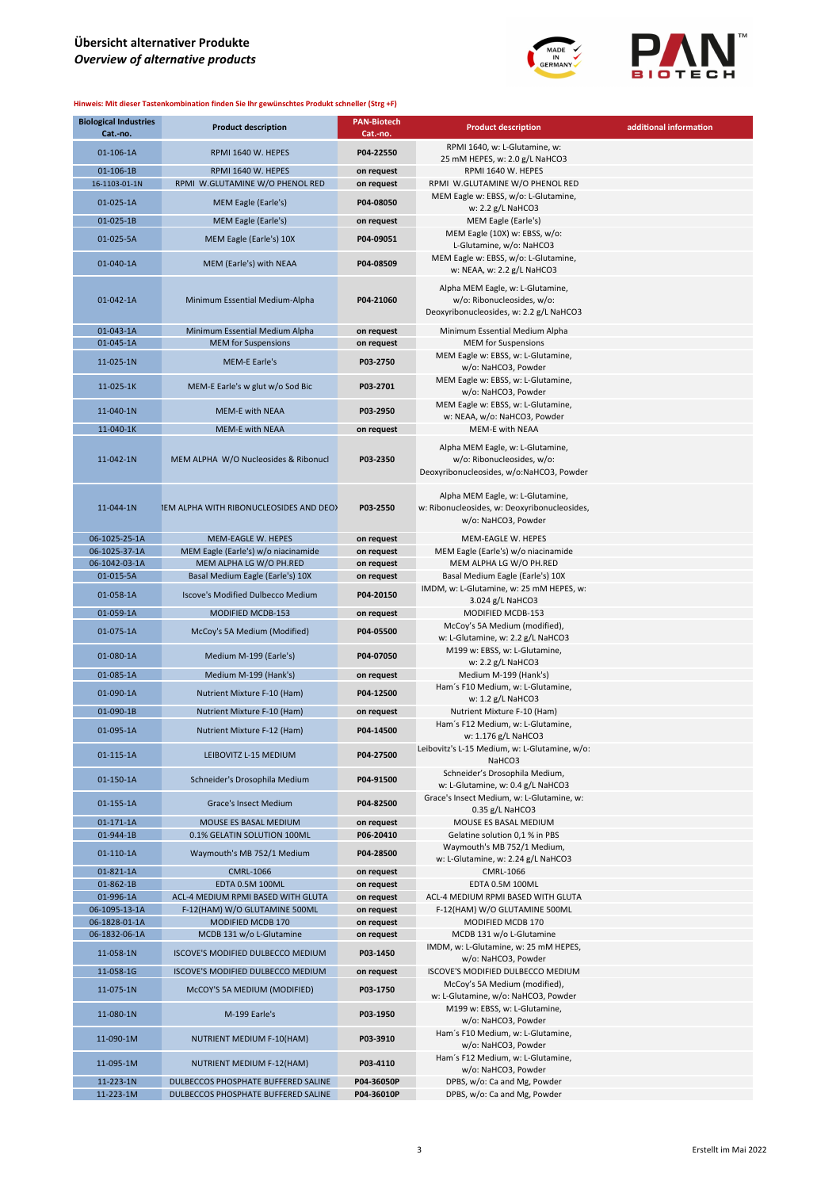# Übersicht alternativer Produkte
## *Overview of alternative products*

**Hinweis: Mit dieser Tastenkombination finden Sie Ihr gewünschtes Produkt schneller (Strg +F)**

| Biological Industries Cat.-no. | Product description | PAN-Biotech Cat.-no. | Product description | additional information |
|---|---|---|---|---|
| 01-106-1A | RPMI 1640 W. HEPES | P04-22550 | RPMI 1640, w: L-Glutamine, w: 25 mM HEPES, w: 2.0 g/L NaHCO3 | |
| 01-106-1B | RPMI 1640 W. HEPES | on request | RPMI 1640 W. HEPES | |
| 16-1103-01-1N | RPMI W.GLUTAMINE W/O PHENOL RED | on request | RPMI W.GLUTAMINE W/O PHENOL RED | |
| 01-025-1A | MEM Eagle (Earle's) | P04-08050 | MEM Eagle w: EBSS, w/o: L-Glutamine, w: 2.2 g/L NaHCO3 | |
| 01-025-1B | MEM Eagle (Earle's) | on request | MEM Eagle (Earle's) | |
| 01-025-5A | MEM Eagle (Earle's) 10X | P04-09051 | MEM Eagle (10X) w: EBSS, w/o: L-Glutamine, w/o: NaHCO3 | |
| 01-040-1A | MEM (Earle's) with NEAA | P04-08509 | MEM Eagle w: EBSS, w/o: L-Glutamine, w: NEAA, w: 2.2 g/L NaHCO3 | |
| 01-042-1A | Minimum Essential Medium-Alpha | P04-21060 | Alpha MEM Eagle, w: L-Glutamine, w/o: Ribonucleosides, w/o: Deoxyribonucleosides, w: 2.2 g/L NaHCO3 | |
| 01-043-1A | Minimum Essential Medium Alpha | on request | Minimum Essential Medium Alpha | |
| 01-045-1A | MEM for Suspensions | on request | MEM for Suspensions | |
| 11-025-1N | MEM-E Earle's | P03-2750 | MEM Eagle w: EBSS, w: L-Glutamine, w/o: NaHCO3, Powder | |
| 11-025-1K | MEM-E Earle's w glut w/o Sod Bic | P03-2701 | MEM Eagle w: EBSS, w: L-Glutamine, w/o: NaHCO3, Powder | |
| 11-040-1N | MEM-E with NEAA | P03-2950 | MEM Eagle w: EBSS, w: L-Glutamine, w: NEAA, w/o: NaHCO3, Powder | |
| 11-040-1K | MEM-E with NEAA | on request | MEM-E with NEAA | |
| 11-042-1N | MEM ALPHA W/O Nucleosides & Ribonucl | P03-2350 | Alpha MEM Eagle, w: L-Glutamine, w/o: Ribonucleosides, w/o: Deoxyribonucleosides, w/o:NaHCO3, Powder | |
| 11-044-1N | IEM ALPHA WITH RIBONUCLEOSIDES AND DEOX | P03-2550 | Alpha MEM Eagle, w: L-Glutamine, w: Ribonucleosides, w: Deoxyribonucleosides, w/o: NaHCO3, Powder | |
| 06-1025-25-1A | MEM-EAGLE W. HEPES | on request | MEM-EAGLE W. HEPES | |
| 06-1025-37-1A | MEM Eagle (Earle's) w/o niacinamide | on request | MEM Eagle (Earle's) w/o niacinamide | |
| 06-1042-03-1A | MEM ALPHA LG W/O PH.RED | on request | MEM ALPHA LG W/O PH.RED | |
| 01-015-5A | Basal Medium Eagle (Earle's) 10X | on request | Basal Medium Eagle (Earle's) 10X | |
| 01-058-1A | Iscove's Modified Dulbecco Medium | P04-20150 | IMDM, w: L-Glutamine, w: 25 mM HEPES, w: 3.024 g/L NaHCO3 | |
| 01-059-1A | MODIFIED MCDB-153 | on request | MODIFIED MCDB-153 | |
| 01-075-1A | McCoy's 5A Medium (Modified) | P04-05500 | McCoy's 5A Medium (modified), w: L-Glutamine, w: 2.2 g/L NaHCO3 | |
| 01-080-1A | Medium M-199 (Earle's) | P04-07050 | M199 w: EBSS, w: L-Glutamine, w: 2.2 g/L NaHCO3 | |
| 01-085-1A | Medium M-199 (Hank's) | on request | Medium M-199 (Hank's) | |
| 01-090-1A | Nutrient Mixture F-10 (Ham) | P04-12500 | Ham´s F10 Medium, w: L-Glutamine, w: 1.2 g/L NaHCO3 | |
| 01-090-1B | Nutrient Mixture F-10 (Ham) | on request | Nutrient Mixture F-10 (Ham) | |
| 01-095-1A | Nutrient Mixture F-12 (Ham) | P04-14500 | Ham´s F12 Medium, w: L-Glutamine, w: 1.176 g/L NaHCO3 | |
| 01-115-1A | LEIBOVITZ L-15 MEDIUM | P04-27500 | Leibovitz's L-15 Medium, w: L-Glutamine, w/o: NaHCO3 | |
| 01-150-1A | Schneider's Drosophila Medium | P04-91500 | Schneider's Drosophila Medium, w: L-Glutamine, w: 0.4 g/L NaHCO3 | |
| 01-155-1A | Grace's Insect Medium | P04-82500 | Grace's Insect Medium, w: L-Glutamine, w: 0.35 g/L NaHCO3 | |
| 01-171-1A | MOUSE ES BASAL MEDIUM | on request | MOUSE ES BASAL MEDIUM | |
| 01-944-1B | 0.1% GELATIN SOLUTION 100ML | P06-20410 | Gelatine solution 0,1 % in PBS | |
| 01-110-1A | Waymouth's MB 752/1 Medium | P04-28500 | Waymouth's MB 752/1 Medium, w: L-Glutamine, w: 2.24 g/L NaHCO3 | |
| 01-821-1A | CMRL-1066 | on request | CMRL-1066 | |
| 01-862-1B | EDTA 0.5M 100ML | on request | EDTA 0.5M 100ML | |
| 01-996-1A | ACL-4 MEDIUM RPMI BASED WITH GLUTA | on request | ACL-4 MEDIUM RPMI BASED WITH GLUTA | |
| 06-1095-13-1A | F-12(HAM) W/O GLUTAMINE 500ML | on request | F-12(HAM) W/O GLUTAMINE 500ML | |
| 06-1828-01-1A | MODIFIED MCDB 170 | on request | MODIFIED MCDB 170 | |
| 06-1832-06-1A | MCDB 131 w/o L-Glutamine | on request | MCDB 131 w/o L-Glutamine | |
| 11-058-1N | ISCOVE'S MODIFIED DULBECCO MEDIUM | P03-1450 | IMDM, w: L-Glutamine, w: 25 mM HEPES, w/o: NaHCO3, Powder | |
| 11-058-1G | ISCOVE'S MODIFIED DULBECCO MEDIUM | on request | ISCOVE'S MODIFIED DULBECCO MEDIUM | |
| 11-075-1N | McCOY'S 5A MEDIUM (MODIFIED) | P03-1750 | McCoy's 5A Medium (modified), w: L-Glutamine, w/o: NaHCO3, Powder | |
| 11-080-1N | M-199 Earle's | P03-1950 | M199 w: EBSS, w: L-Glutamine, w/o: NaHCO3, Powder | |
| 11-090-1M | NUTRIENT MEDIUM F-10(HAM) | P03-3910 | Ham´s F10 Medium, w: L-Glutamine, w/o: NaHCO3, Powder | |
| 11-095-1M | NUTRIENT MEDIUM F-12(HAM) | P03-4110 | Ham´s F12 Medium, w: L-Glutamine, w/o: NaHCO3, Powder | |
| 11-223-1N | DULBECCOS PHOSPHATE BUFFERED SALINE | P04-36050P | DPBS, w/o: Ca and Mg, Powder | |
| 11-223-1M | DULBECCOS PHOSPHATE BUFFERED SALINE | P04-36010P | DPBS, w/o: Ca and Mg, Powder | |

Erstellt im Mai 2022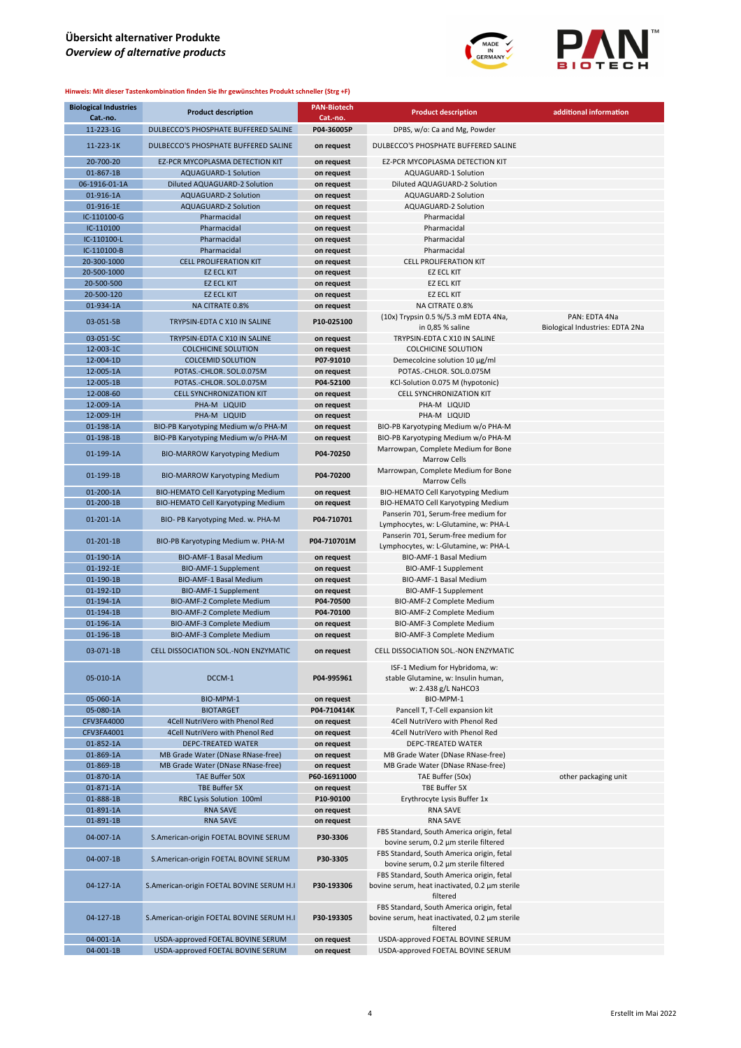# Übersicht alternativer Produkte

## *Overview of alternative products*

**Hinweis: Mit dieser Tastenkombination finden Sie Ihr gewünschtes Produkt schneller (Strg +F)**

| Biological Industries Cat.-no. | Product description | PAN-Biotech Cat.-no. | Product description | additional information |
|---|---|---|---|---|
| 11-223-1G | DULBECCO'S PHOSPHATE BUFFERED SALINE | P04-36005P | DPBS, w/o: Ca and Mg, Powder | |
| 11-223-1K | DULBECCO'S PHOSPHATE BUFFERED SALINE | on request | DULBECCO'S PHOSPHATE BUFFERED SALINE | |
| 20-700-20 | EZ-PCR MYCOPLASMA DETECTION KIT | on request | EZ-PCR MYCOPLASMA DETECTION KIT | |
| 01-867-1B | AQUAGUARD-1 Solution | on request | AQUAGUARD-1 Solution | |
| 06-1916-01-1A | Diluted AQUAGUARD-2 Solution | on request | Diluted AQUAGUARD-2 Solution | |
| 01-916-1A | AQUAGUARD-2 Solution | on request | AQUAGUARD-2 Solution | |
| 01-916-1E | AQUAGUARD-2 Solution | on request | AQUAGUARD-2 Solution | |
| IC-110100-G | Pharmacidal | on request | Pharmacidal | |
| IC-110100 | Pharmacidal | on request | Pharmacidal | |
| IC-110100-L | Pharmacidal | on request | Pharmacidal | |
| IC-110100-B | Pharmacidal | on request | Pharmacidal | |
| 20-300-1000 | CELL PROLIFERATION KIT | on request | CELL PROLIFERATION KIT | |
| 20-500-1000 | EZ ECL KIT | on request | EZ ECL KIT | |
| 20-500-500 | EZ ECL KIT | on request | EZ ECL KIT | |
| 20-500-120 | EZ ECL KIT | on request | EZ ECL KIT | |
| 01-934-1A | NA CITRATE 0.8% | on request | NA CITRATE 0.8% | |
| 03-051-5B | TRYPSIN-EDTA C X10 IN SALINE | P10-025100 | (10x) Trypsin 0.5 %/5.3 mM EDTA 4Na, in 0,85 % saline | PAN: EDTA 4Na Biological Industries: EDTA 2Na |
| 03-051-5C | TRYPSIN-EDTA C X10 IN SALINE | on request | TRYPSIN-EDTA C X10 IN SALINE | |
| 12-003-1C | COLCHICINE SOLUTION | on request | COLCHICINE SOLUTION | |
| 12-004-1D | COLCEMID SOLUTION | P07-91010 | Demecolcine solution 10 µg/ml | |
| 12-005-1A | POTAS.-CHLOR. SOL.0.075M | on request | POTAS.-CHLOR. SOL.0.075M | |
| 12-005-1B | POTAS.-CHLOR. SOL.0.075M | P04-52100 | KCl-Solution 0.075 M (hypotonic) | |
| 12-008-60 | CELL SYNCHRONIZATION KIT | on request | CELL SYNCHRONIZATION KIT | |
| 12-009-1A | PHA-M LIQUID | on request | PHA-M LIQUID | |
| 12-009-1H | PHA-M LIQUID | on request | PHA-M LIQUID | |
| 01-198-1A | BIO-PB Karyotyping Medium w/o PHA-M | on request | BIO-PB Karyotyping Medium w/o PHA-M | |
| 01-198-1B | BIO-PB Karyotyping Medium w/o PHA-M | on request | BIO-PB Karyotyping Medium w/o PHA-M | |
| 01-199-1A | BIO-MARROW Karyotyping Medium | P04-70250 | Marrowpan, Complete Medium for Bone Marrow Cells | |
| 01-199-1B | BIO-MARROW Karyotyping Medium | P04-70200 | Marrowpan, Complete Medium for Bone Marrow Cells | |
| 01-200-1A | BIO-HEMATO Cell Karyotyping Medium | on request | BIO-HEMATO Cell Karyotyping Medium | |
| 01-200-1B | BIO-HEMATO Cell Karyotyping Medium | on request | BIO-HEMATO Cell Karyotyping Medium | |
| 01-201-1A | BIO- PB Karyotyping Med. w. PHA-M | P04-710701 | Panserin 701, Serum-free medium for Lymphocytes, w: L-Glutamine, w: PHA-L | |
| 01-201-1B | BIO-PB Karyotyping Medium w. PHA-M | P04-710701M | Panserin 701, Serum-free medium for Lymphocytes, w: L-Glutamine, w: PHA-L | |
| 01-190-1A | BIO-AMF-1 Basal Medium | on request | BIO-AMF-1 Basal Medium | |
| 01-192-1E | BIO-AMF-1 Supplement | on request | BIO-AMF-1 Supplement | |
| 01-190-1B | BIO-AMF-1 Basal Medium | on request | BIO-AMF-1 Basal Medium | |
| 01-192-1D | BIO-AMF-1 Supplement | on request | BIO-AMF-1 Supplement | |
| 01-194-1A | BIO-AMF-2 Complete Medium | P04-70500 | BIO-AMF-2 Complete Medium | |
| 01-194-1B | BIO-AMF-2 Complete Medium | P04-70100 | BIO-AMF-2 Complete Medium | |
| 01-196-1A | BIO-AMF-3 Complete Medium | on request | BIO-AMF-3 Complete Medium | |
| 01-196-1B | BIO-AMF-3 Complete Medium | on request | BIO-AMF-3 Complete Medium | |
| 03-071-1B | CELL DISSOCIATION SOL.-NON ENZYMATIC | on request | CELL DISSOCIATION SOL.-NON ENZYMATIC | |
| 05-010-1A | DCCM-1 | P04-995961 | ISF-1 Medium for Hybridoma, w: stable Glutamine, w: Insulin human, w: 2.438 g/L $NaHCO_3$ | |
| 05-060-1A | BIO-MPM-1 | on request | BIO-MPM-1 | |
| 05-080-1A | BIOTARGET | P04-710414K | Pancell T, T-Cell expansion kit | |
| CFV3FA4000 | 4Cell NutriVero with Phenol Red | on request | 4Cell NutriVero with Phenol Red | |
| CFV3FA4001 | 4Cell NutriVero with Phenol Red | on request | 4Cell NutriVero with Phenol Red | |
| 01-852-1A | DEPC-TREATED WATER | on request | DEPC-TREATED WATER | |
| 01-869-1A | MB Grade Water (DNase RNase-free) | on request | MB Grade Water (DNase RNase-free) | |
| 01-869-1B | MB Grade Water (DNase RNase-free) | on request | MB Grade Water (DNase RNase-free) | |
| 01-870-1A | TAE Buffer 50X | P60-16911000 | TAE Buffer (50x) | other packaging unit |
| 01-871-1A | TBE Buffer 5X | on request | TBE Buffer 5X | |
| 01-888-1B | RBC Lysis Solution 100ml | P10-90100 | Erythrocyte Lysis Buffer 1x | |
| 01-891-1A | RNA SAVE | on request | RNA SAVE | |
| 01-891-1B | RNA SAVE | on request | RNA SAVE | |
| 04-007-1A | S.American-origin FOETAL BOVINE SERUM | P30-3306 | FBS Standard, South America origin, fetal bovine serum, 0.2 µm sterile filtered | |
| 04-007-1B | S.American-origin FOETAL BOVINE SERUM | P30-3305 | FBS Standard, South America origin, fetal bovine serum, 0.2 µm sterile filtered | |
| 04-127-1A | S.American-origin FOETAL BOVINE SERUM H.I | P30-193306 | FBS Standard, South America origin, fetal bovine serum, heat inactivated, 0.2 µm sterile filtered | |
| 04-127-1B | S.American-origin FOETAL BOVINE SERUM H.I | P30-193305 | FBS Standard, South America origin, fetal bovine serum, heat inactivated, 0.2 µm sterile filtered | |
| 04-001-1A | USDA-approved FOETAL BOVINE SERUM | on request | USDA-approved FOETAL BOVINE SERUM | |
| 04-001-1B | USDA-approved FOETAL BOVINE SERUM | on request | USDA-approved FOETAL BOVINE SERUM | |

Erstellt im Mai 2022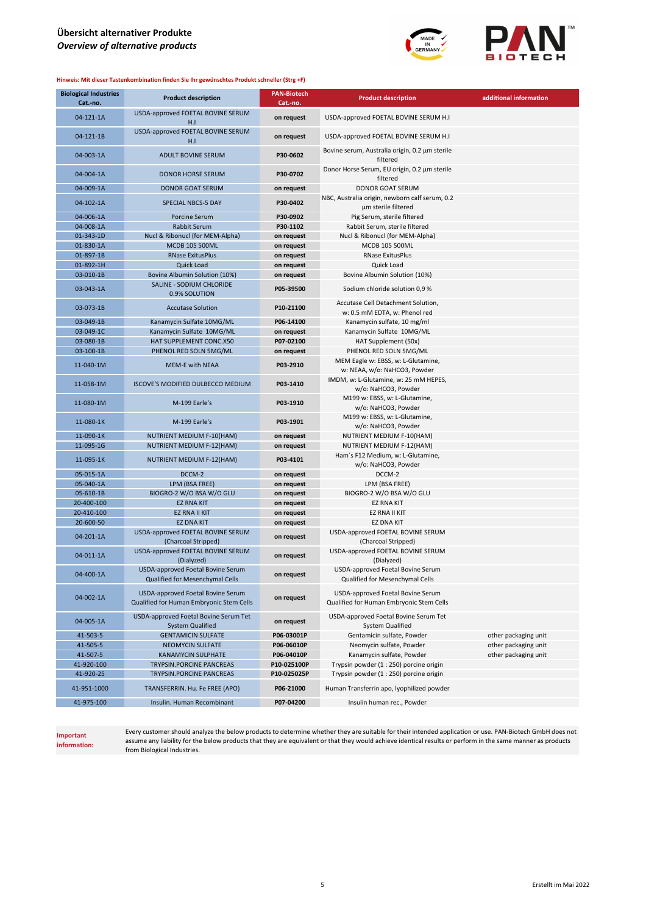## Übersicht alternativer Produkte
### *Overview of alternative products*

**Hinweis: Mit dieser Tastenkombination finden Sie Ihr gewünschtes Produkt schneller (Strg +F)**

| Biological Industries Cat.-no. | Product description | PAN-Biotech Cat.-no. | Product description | additional information |
|---|---|---|---|---|
| 04-121-1A | USDA-approved FOETAL BOVINE SERUM H.I | on request | USDA-approved FOETAL BOVINE SERUM H.I | |
| 04-121-1B | USDA-approved FOETAL BOVINE SERUM H.I | on request | USDA-approved FOETAL BOVINE SERUM H.I | |
| 04-003-1A | ADULT BOVINE SERUM | P30-0602 | Bovine serum, Australia origin, 0.2 µm sterile filtered | |
| 04-004-1A | DONOR HORSE SERUM | P30-0702 | Donor Horse Serum, EU origin, 0.2 µm sterile filtered | |
| 04-009-1A | DONOR GOAT SERUM | on request | DONOR GOAT SERUM | |
| 04-102-1A | SPECIAL NBCS-5 DAY | P30-0402 | NBC, Australia origin, newborn calf serum, 0.2 µm sterile filtered | |
| 04-006-1A | Porcine Serum | P30-0902 | Pig Serum, sterile filtered | |
| 04-008-1A | Rabbit Serum | P30-1102 | Rabbit Serum, sterile filtered | |
| 01-343-1D | Nucl & Ribonucl (for MEM-Alpha) | on request | Nucl & Ribonucl (for MEM-Alpha) | |
| 01-830-1A | MCDB 105 500ML | on request | MCDB 105 500ML | |
| 01-897-1B | RNase ExitusPlus | on request | RNase ExitusPlus | |
| 01-892-1H | Quick Load | on request | Quick Load | |
| 03-010-1B | Bovine Albumin Solution (10%) | on request | Bovine Albumin Solution (10%) | |
| 03-043-1A | SALINE - SODIUM CHLORIDE 0.9% SOLUTION | P05-39500 | Sodium chloride solution 0,9 % | |
| 03-073-1B | Accutase Solution | P10-21100 | Accutase Cell Detachment Solution, w: 0.5 mM EDTA, w: Phenol red | |
| 03-049-1B | Kanamycin Sulfate 10MG/ML | P06-14100 | Kanamycin sulfate, 10 mg/ml | |
| 03-049-1C | Kanamycin Sulfate 10MG/ML | on request | Kanamycin Sulfate 10MG/ML | |
| 03-080-1B | HAT SUPPLEMENT CONC.X50 | P07-02100 | HAT Supplement (50x) | |
| 03-100-1B | PHENOL RED SOLN 5MG/ML | on request | PHENOL RED SOLN 5MG/ML | |
| 11-040-1M | MEM-E with NEAA | P03-2910 | MEM Eagle w: EBSS, w: L-Glutamine, w: NEAA, w/o: NaHCO3, Powder | |
| 11-058-1M | ISCOVE'S MODIFIED DULBECCO MEDIUM | P03-1410 | IMDM, w: L-Glutamine, w: 25 mM HEPES, w/o: NaHCO3, Powder | |
| 11-080-1M | M-199 Earle's | P03-1910 | M199 w: EBSS, w: L-Glutamine, w/o: NaHCO3, Powder | |
| 11-080-1K | M-199 Earle's | P03-1901 | M199 w: EBSS, w: L-Glutamine, w/o: NaHCO3, Powder | |
| 11-090-1K | NUTRIENT MEDIUM F-10(HAM) | on request | NUTRIENT MEDIUM F-10(HAM) | |
| 11-095-1G | NUTRIENT MEDIUM F-12(HAM) | on request | NUTRIENT MEDIUM F-12(HAM) | |
| 11-095-1K | NUTRIENT MEDIUM F-12(HAM) | P03-4101 | Ham´s F12 Medium, w: L-Glutamine, w/o: NaHCO3, Powder | |
| 05-015-1A | DCCM-2 | on request | DCCM-2 | |
| 05-040-1A | LPM (BSA FREE) | on request | LPM (BSA FREE) | |
| 05-610-1B | BIOGRO-2 W/O BSA W/O GLU | on request | BIOGRO-2 W/O BSA W/O GLU | |
| 20-400-100 | EZ RNA KIT | on request | EZ RNA KIT | |
| 20-410-100 | EZ RNA II KIT | on request | EZ RNA II KIT | |
| 20-600-50 | EZ DNA KIT | on request | EZ DNA KIT | |
| 04-201-1A | USDA-approved FOETAL BOVINE SERUM (Charcoal Stripped) | on request | USDA-approved FOETAL BOVINE SERUM (Charcoal Stripped) | |
| 04-011-1A | USDA-approved FOETAL BOVINE SERUM (Dialyzed) | on request | USDA-approved FOETAL BOVINE SERUM (Dialyzed) | |
| 04-400-1A | USDA-approved Foetal Bovine Serum Qualified for Mesenchymal Cells | on request | USDA-approved Foetal Bovine Serum Qualified for Mesenchymal Cells | |
| 04-002-1A | USDA-approved Foetal Bovine Serum Qualified for Human Embryonic Stem Cells | on request | USDA-approved Foetal Bovine Serum Qualified for Human Embryonic Stem Cells | |
| 04-005-1A | USDA-approved Foetal Bovine Serum Tet System Qualified | on request | USDA-approved Foetal Bovine Serum Tet System Qualified | |
| 41-503-5 | GENTAMICIN SULFATE | P06-03001P | Gentamicin sulfate, Powder | other packaging unit |
| 41-505-5 | NEOMYCIN SULFATE | P06-06010P | Neomycin sulfate, Powder | other packaging unit |
| 41-507-5 | KANAMYCIN SULPHATE | P06-04010P | Kanamycin sulfate, Powder | other packaging unit |
| 41-920-100 | TRYPSIN.PORCINE PANCREAS | P10-025100P | Trypsin powder (1 : 250) porcine origin | |
| 41-920-25 | TRYPSIN.PORCINE PANCREAS | P10-025025P | Trypsin powder (1 : 250) porcine origin | |
| 41-951-1000 | TRANSFERRIN. Hu. Fe FREE (APO) | P06-21000 | Human Transferrin apo, lyophilized powder | |
| 41-975-100 | Insulin. Human Recombinant | P07-04200 | Insulin human rec., Powder | |

**Important information:** Every customer should analyze the below products to determine whether they are suitable for their intended application or use. PAN-Biotech GmbH does not assume any liability for the below products that they are equivalent or that they would achieve identical results or perform in the same manner as products from Biological Industries.

Erstellt im Mai 2022